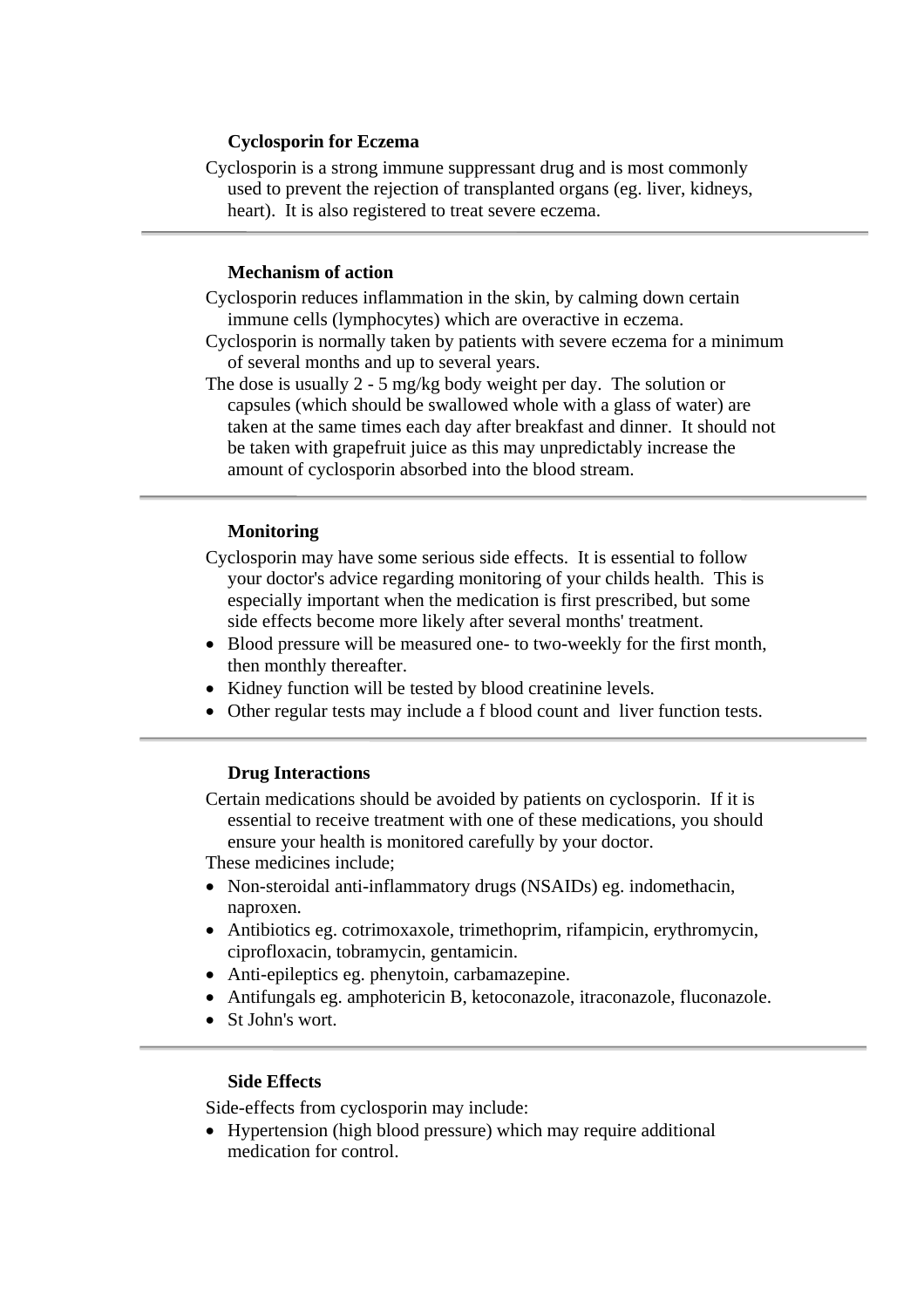## Cyclosporin for Eczema

Cyclosporin is a strong immune suppressant drug and is most commonly used to prevent the rejection of transplanted organs (eg. liver, kidneys, heart). It is also registered to treat severe eczema.

---

## Mechanism of action

Cyclosporin reduces inflammation in the skin, by calming down certain immune cells (lymphocytes) which are overactive in eczema.

Cyclosporin is normally taken by patients with severe eczema for a minimum of several months and up to several years.

The dose is usually 2 - 5 mg/kg body weight per day. The solution or capsules (which should be swallowed whole with a glass of water) are taken at the same times each day after breakfast and dinner. It should not be taken with grapefruit juice as this may unpredictably increase the amount of cyclosporin absorbed into the blood stream.

---

## Monitoring

Cyclosporin may have some serious side effects. It is essential to follow your doctor's advice regarding monitoring of your childs health. This is especially important when the medication is first prescribed, but some side effects become more likely after several months' treatment.

- Blood pressure will be measured one- to two-weekly for the first month, then monthly thereafter.
- Kidney function will be tested by blood creatinine levels.
- Other regular tests may include a f blood count and liver function tests.

---

## Drug Interactions

Certain medications should be avoided by patients on cyclosporin. If it is essential to receive treatment with one of these medications, you should ensure your health is monitored carefully by your doctor.

These medicines include;

- Non-steroidal anti-inflammatory drugs (NSAIDs) eg. indomethacin, naproxen.
- Antibiotics eg. cotrimoxaxole, trimethoprim, rifampicin, erythromycin, ciprofloxacin, tobramycin, gentamicin.
- Anti-epileptics eg. phenytoin, carbamazepine.
- Antifungals eg. amphotericin B, ketoconazole, itraconazole, fluconazole.
- St John's wort.

---

## Side Effects

Side-effects from cyclosporin may include:

- Hypertension (high blood pressure) which may require additional medication for control.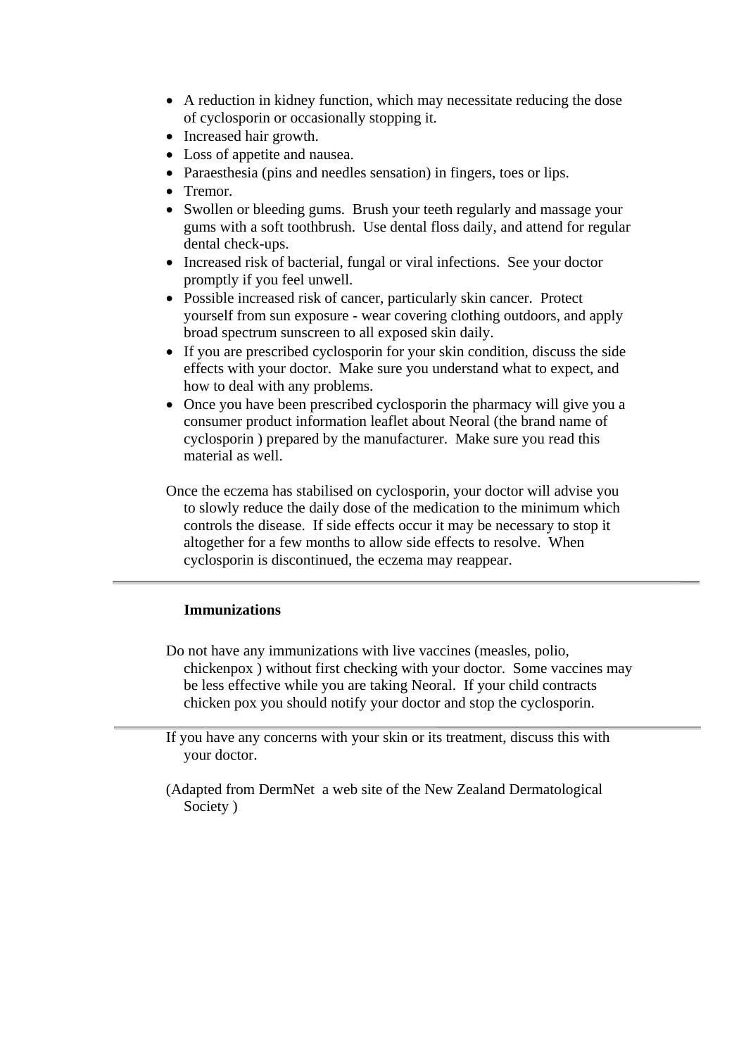- A reduction in kidney function, which may necessitate reducing the dose of cyclosporin or occasionally stopping it.
- Increased hair growth.
- Loss of appetite and nausea.
- Paraesthesia (pins and needles sensation) in fingers, toes or lips.
- Tremor.
- Swollen or bleeding gums. Brush your teeth regularly and massage your gums with a soft toothbrush. Use dental floss daily, and attend for regular dental check-ups.
- Increased risk of bacterial, fungal or viral infections. See your doctor promptly if you feel unwell.
- Possible increased risk of cancer, particularly skin cancer. Protect yourself from sun exposure - wear covering clothing outdoors, and apply broad spectrum sunscreen to all exposed skin daily.
- If you are prescribed cyclosporin for your skin condition, discuss the side effects with your doctor. Make sure you understand what to expect, and how to deal with any problems.
- Once you have been prescribed cyclosporin the pharmacy will give you a consumer product information leaflet about Neoral (the brand name of cyclosporin ) prepared by the manufacturer. Make sure you read this material as well.

Once the eczema has stabilised on cyclosporin, your doctor will advise you to slowly reduce the daily dose of the medication to the minimum which controls the disease. If side effects occur it may be necessary to stop it altogether for a few months to allow side effects to resolve. When cyclosporin is discontinued, the eczema may reappear.

---

**Immunizations**

Do not have any immunizations with live vaccines (measles, polio, chickenpox ) without first checking with your doctor. Some vaccines may be less effective while you are taking Neoral. If your child contracts chicken pox you should notify your doctor and stop the cyclosporin.

---

If you have any concerns with your skin or its treatment, discuss this with your doctor.

(Adapted from DermNet a web site of the New Zealand Dermatological Society )